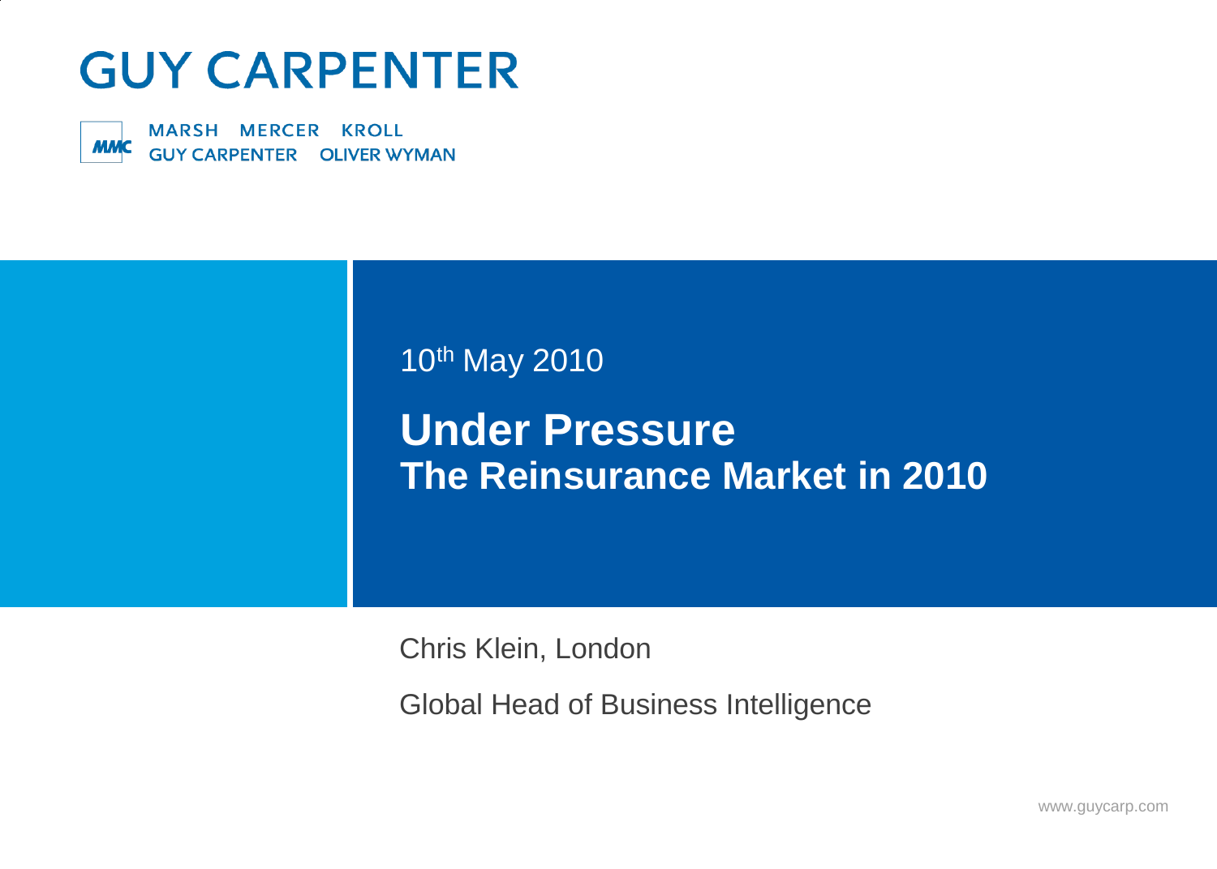# GUY CARPENTER

MARSH MERCER KROLL
GUY CARPENTER OLIVER WYMAN

10th May 2010

## Under Pressure
### The Reinsurance Market in 2010

Chris Klein, London

Global Head of Business Intelligence

www.guycarp.com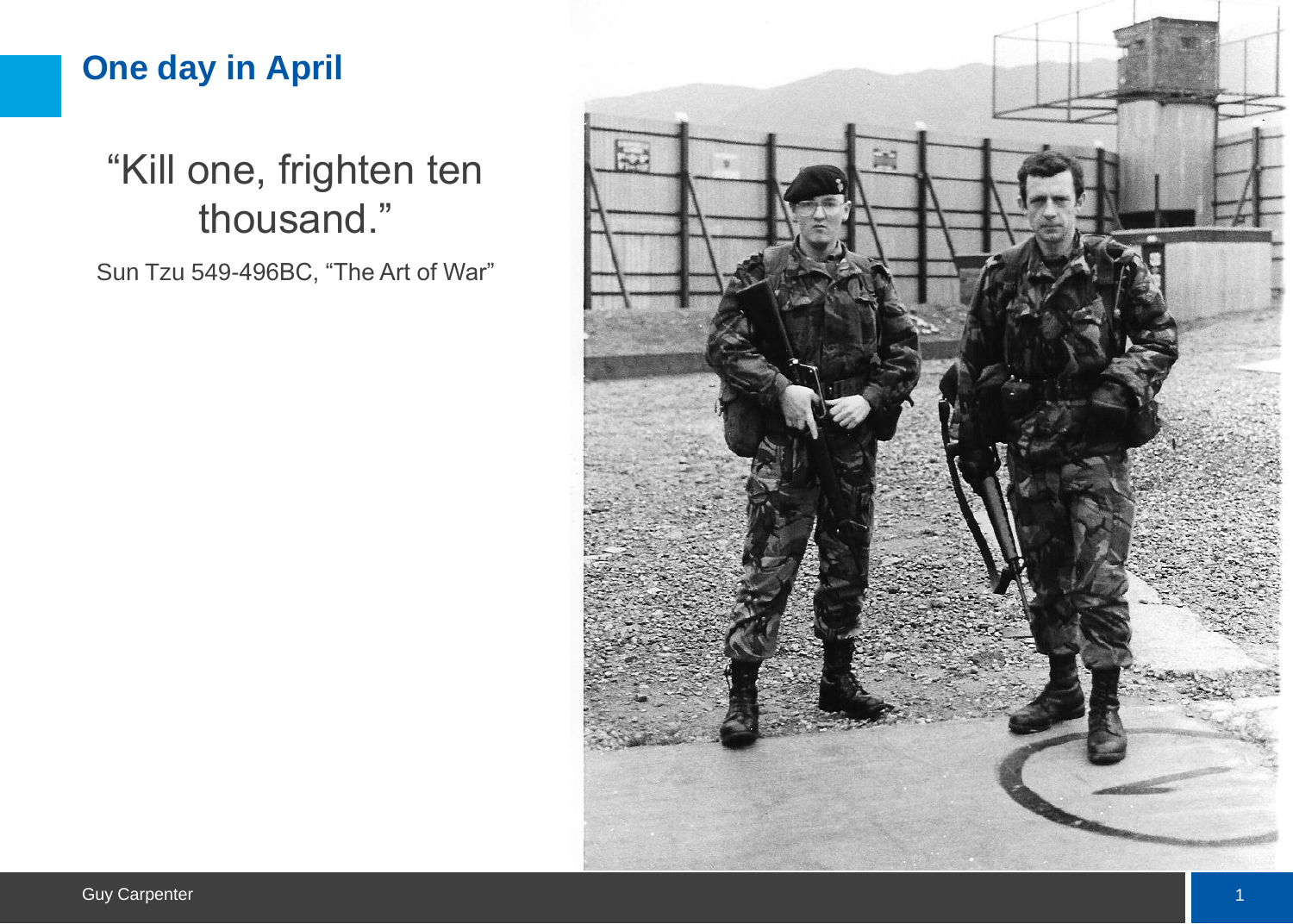# One day in April

"Kill one, frighten ten thousand."

Sun Tzu 549-496BC, "The Art of War"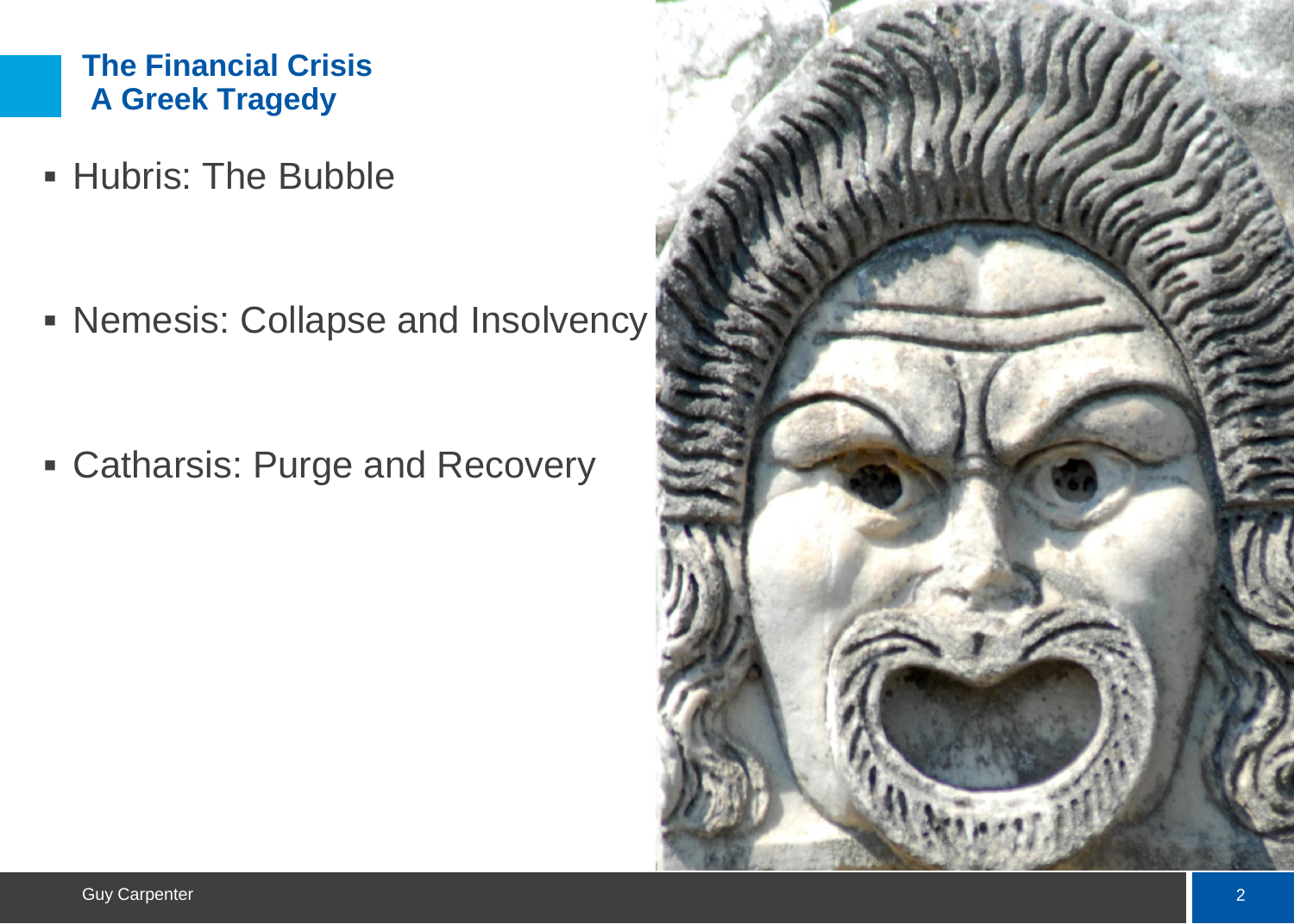## The Financial Crisis
## A Greek Tragedy

- Hubris: The Bubble
- Nemesis: Collapse and Insolvency
- Catharsis: Purge and Recovery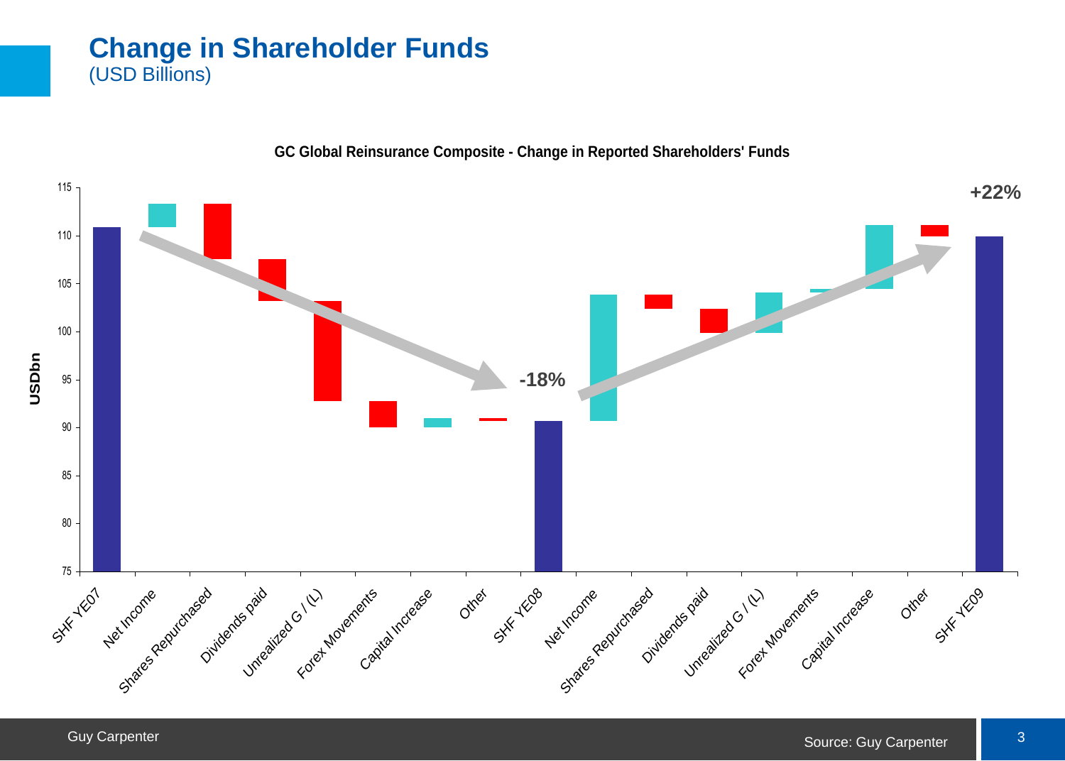# Change in Shareholder Funds

(USD Billions)

**GC Global Reinsurance Composite - Change in Reported Shareholders' Funds**

USDbn

115, 110, 105, 100, 95, 90, 85, 80, 75

-18%

+22%

SHF YE07, Net Income, Shares Repurchased, Dividends paid, Unrealized G / (L), Forex Movements, Capital Increase, Other, SHF YE08, Net Income, Shares Repurchased, Dividends paid, Unrealized G / (L), Forex Movements, Capital Increase, Other, SHF YE09

Guy Carpenter

Source: Guy Carpenter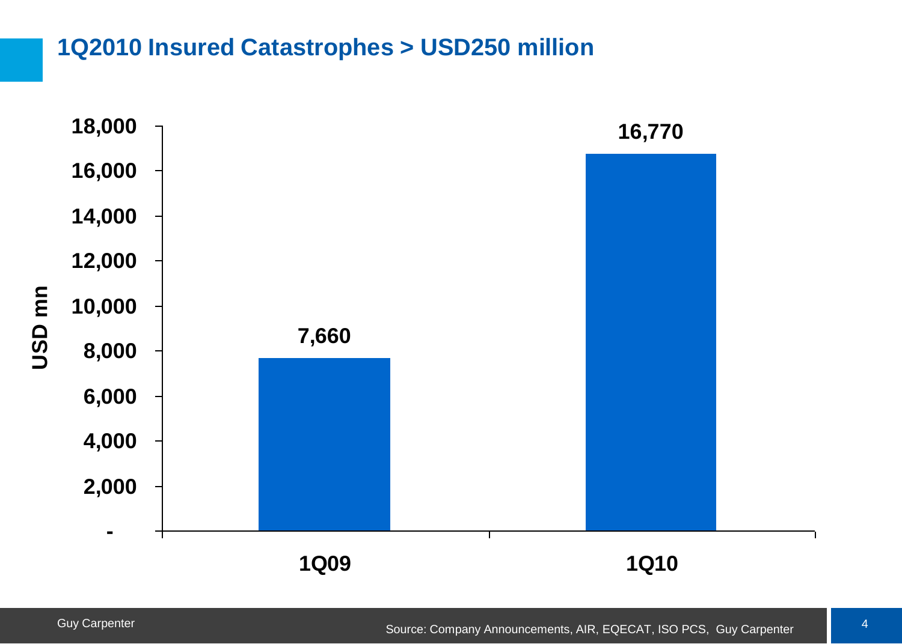# 1Q2010 Insured Catastrophes > USD250 million

| | USD mn |
|---|---|
| 1Q09 | 7,660 |
| 1Q10 | 16,770 |

Source: Company Announcements, AIR, EQECAT, ISO PCS, Guy Carpenter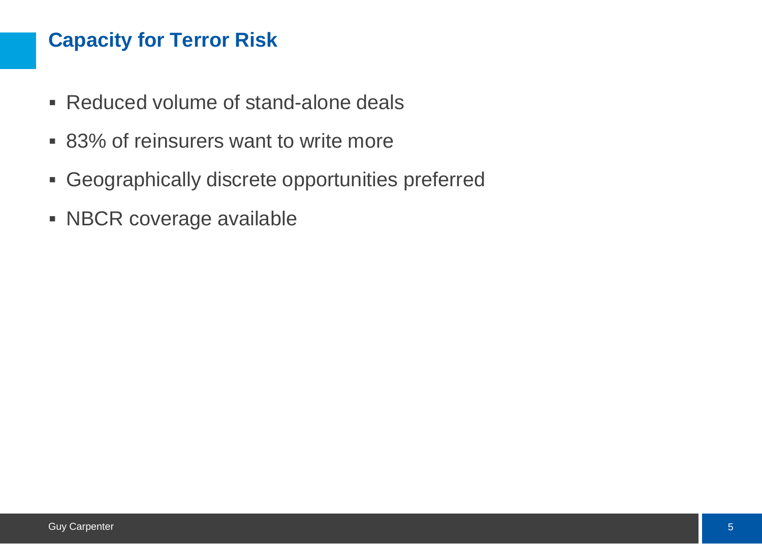## Capacity for Terror Risk

- Reduced volume of stand-alone deals
- 83% of reinsurers want to write more
- Geographically discrete opportunities preferred
- NBCR coverage available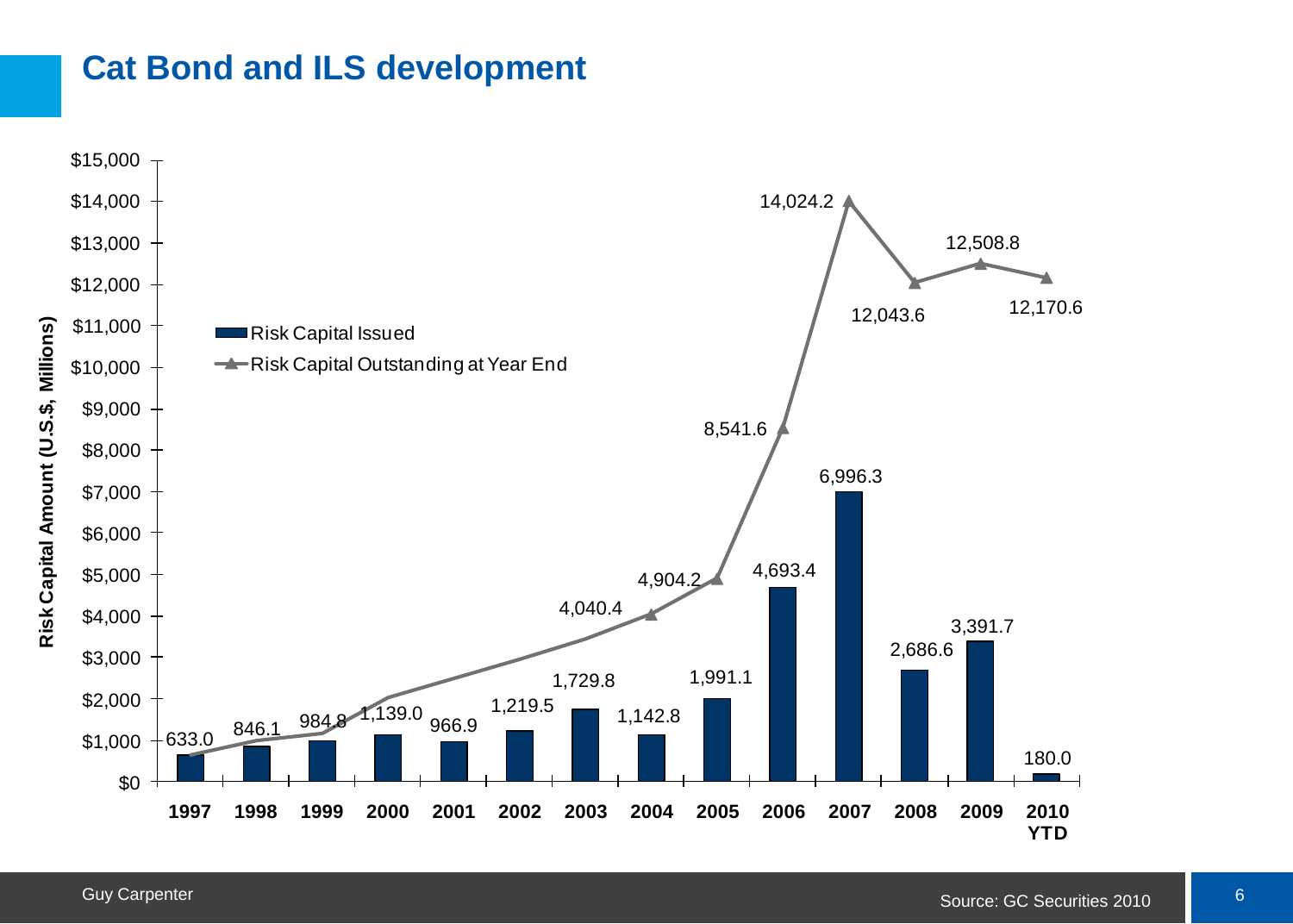# Cat Bond and ILS development

| Year | Risk Capital Issued (U.S.$, Millions) | Risk Capital Outstanding at Year End (U.S.$, Millions) |
|---|---|---|
| 1997 | 633.0 | |
| 1998 | 846.1 | |
| 1999 | 984.8 | |
| 2000 | 1,139.0 | |
| 2001 | 966.9 | |
| 2002 | 1,219.5 | |
| 2003 | 1,729.8 | |
| 2004 | 1,142.8 | 4,040.4 |
| 2005 | 1,991.1 | 4,904.2 |
| 2006 | 4,693.4 | 8,541.6 |
| 2007 | 6,996.3 | 14,024.2 |
| 2008 | 2,686.6 | 12,043.6 |
| 2009 | 3,391.7 | 12,508.8 |
| 2010 YTD | 180.0 | 12,170.6 |

Source: GC Securities 2010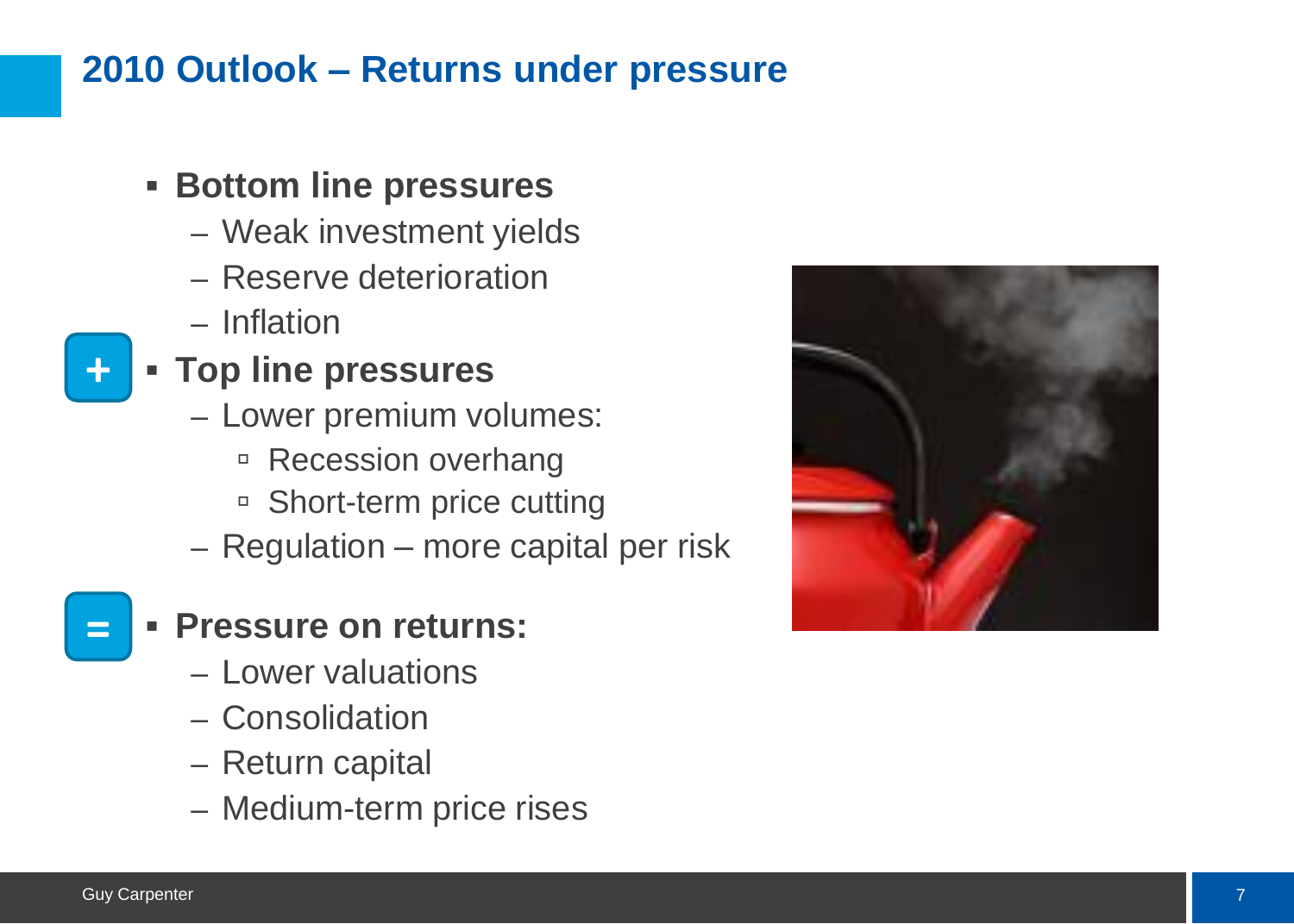## 2010 Outlook – Returns under pressure

- **Bottom line pressures**
  - Weak investment yields
  - Reserve deterioration
  - Inflation
- \+ **Top line pressures**
  - Lower premium volumes:
    - Recession overhang
    - Short-term price cutting
  - Regulation – more capital per risk
- = **Pressure on returns:**
  - Lower valuations
  - Consolidation
  - Return capital
  - Medium-term price rises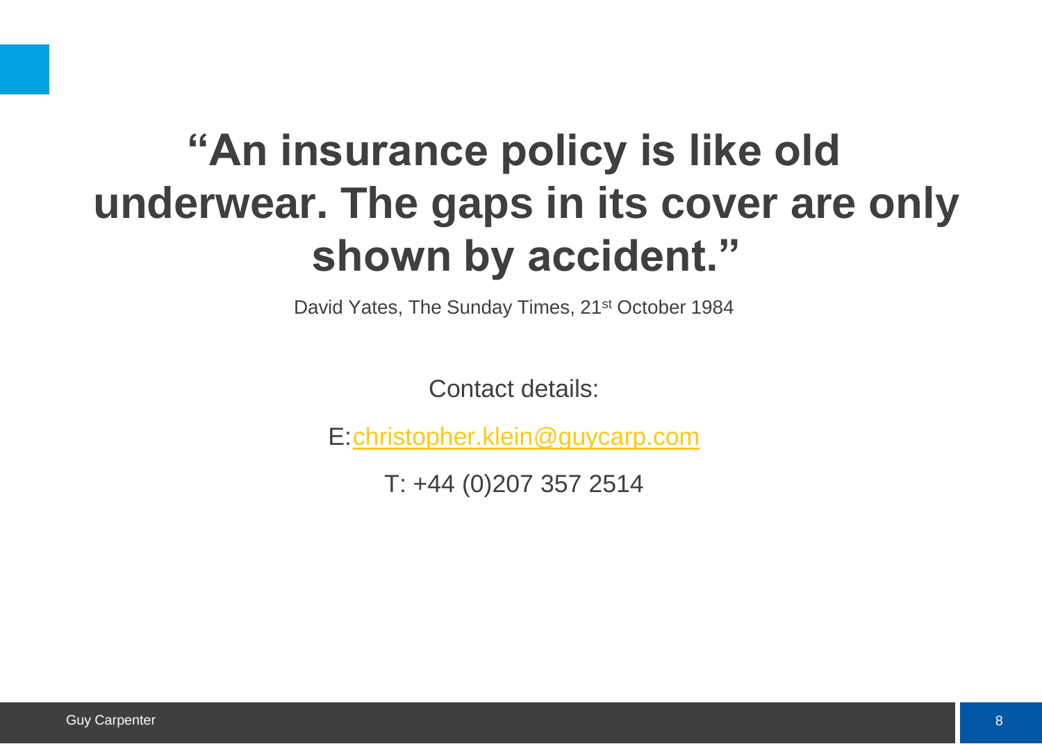# "An insurance policy is like old underwear. The gaps in its cover are only shown by accident."

David Yates, The Sunday Times, 21st October 1984

Contact details:

E:christopher.klein@guycarp.com

T: +44 (0)207 357 2514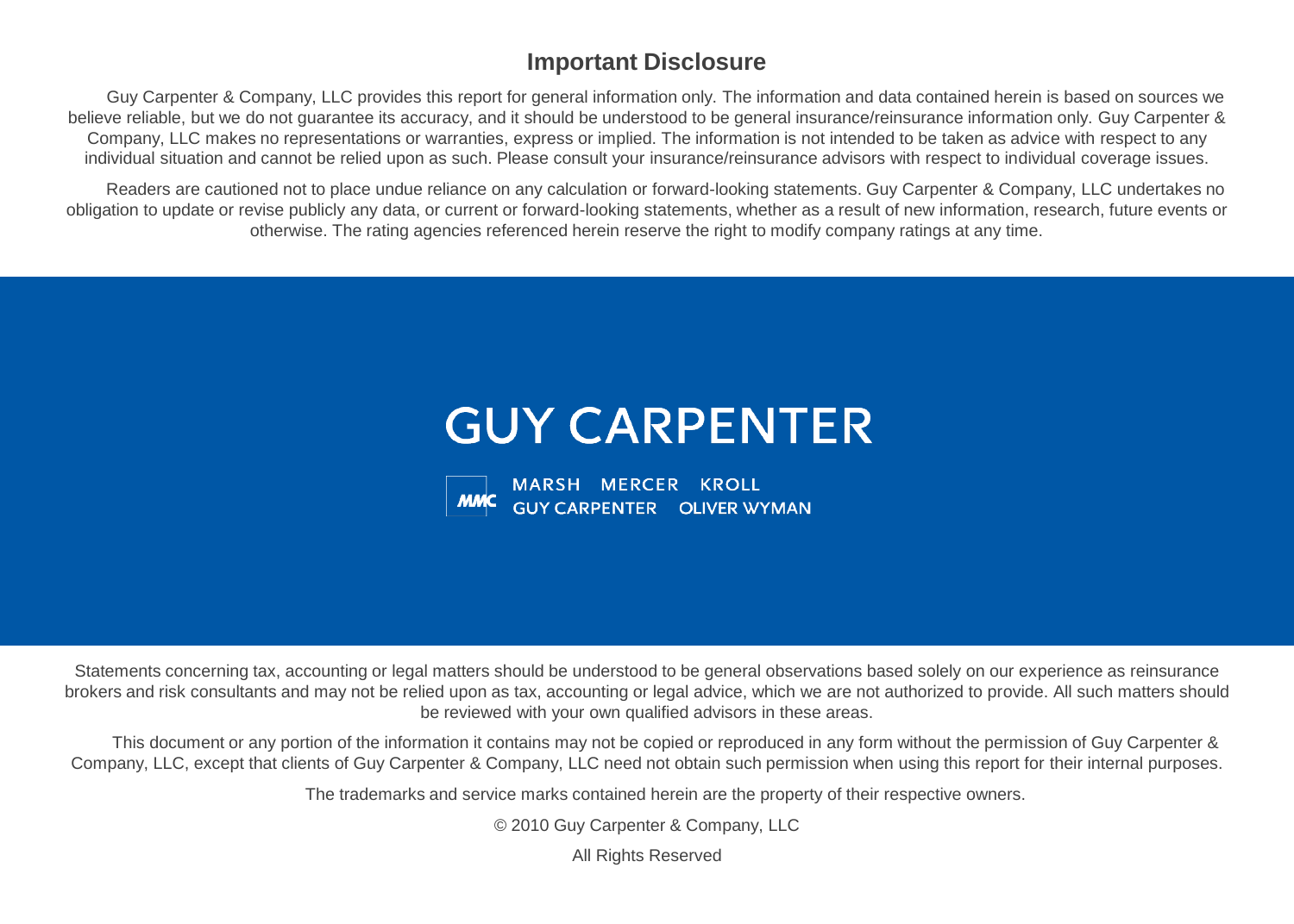## Important Disclosure

Guy Carpenter & Company, LLC provides this report for general information only. The information and data contained herein is based on sources we believe reliable, but we do not guarantee its accuracy, and it should be understood to be general insurance/reinsurance information only. Guy Carpenter & Company, LLC makes no representations or warranties, express or implied. The information is not intended to be taken as advice with respect to any individual situation and cannot be relied upon as such. Please consult your insurance/reinsurance advisors with respect to individual coverage issues.

Readers are cautioned not to place undue reliance on any calculation or forward-looking statements. Guy Carpenter & Company, LLC undertakes no obligation to update or revise publicly any data, or current or forward-looking statements, whether as a result of new information, research, future events or otherwise. The rating agencies referenced herein reserve the right to modify company ratings at any time.

GUY CARPENTER

MMC MARSH MERCER KROLL GUY CARPENTER OLIVER WYMAN

Statements concerning tax, accounting or legal matters should be understood to be general observations based solely on our experience as reinsurance brokers and risk consultants and may not be relied upon as tax, accounting or legal advice, which we are not authorized to provide. All such matters should be reviewed with your own qualified advisors in these areas.

This document or any portion of the information it contains may not be copied or reproduced in any form without the permission of Guy Carpenter & Company, LLC, except that clients of Guy Carpenter & Company, LLC need not obtain such permission when using this report for their internal purposes.

The trademarks and service marks contained herein are the property of their respective owners.

© 2010 Guy Carpenter & Company, LLC

All Rights Reserved